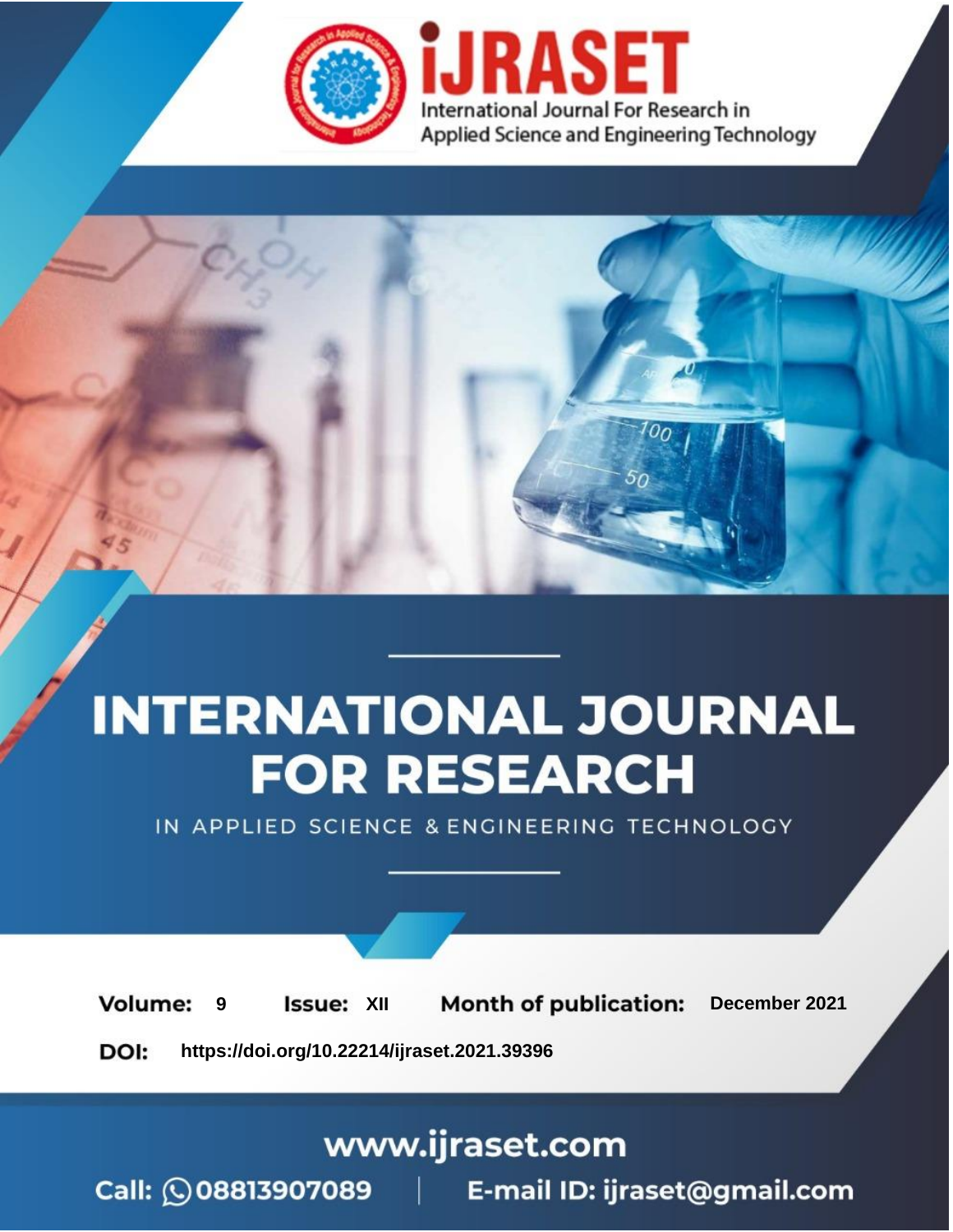International Journal For Research in Applied Science and Engineering Technology

# INTERNATIONAL JOURNAL FOR RESEARCH

IN APPLIED SCIENCE & ENGINEERING TECHNOLOGY

**Volume:** 9 **Issue:** XII **Month of publication:** December 2021

**DOI:** https://doi.org/10.22214/ijraset.2021.39396

www.ijraset.com

Call: 08813907089 | E-mail ID: ijraset@gmail.com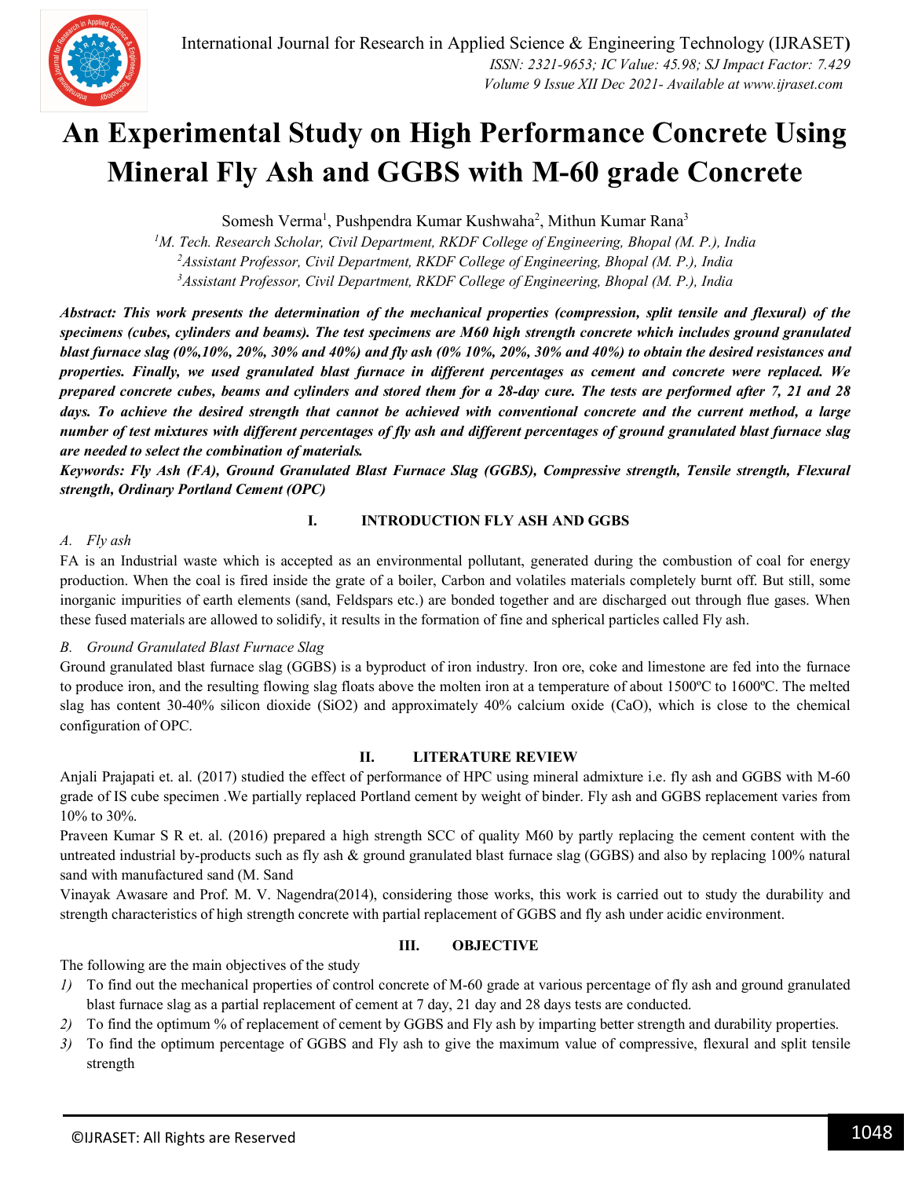# An Experimental Study on High Performance Concrete Using Mineral Fly Ash and GGBS with M-60 grade Concrete

Somesh Verma[1], Pushpendra Kumar Kushwaha[2], Mithun Kumar Rana[3]

[1]*M. Tech. Research Scholar, Civil Department, RKDF College of Engineering, Bhopal (M. P.), India*
[2]*Assistant Professor, Civil Department, RKDF College of Engineering, Bhopal (M. P.), India*
[3]*Assistant Professor, Civil Department, RKDF College of Engineering, Bhopal (M. P.), India*

***Abstract:** This work presents the determination of the mechanical properties (compression, split tensile and flexural) of the specimens (cubes, cylinders and beams). The test specimens are M60 high strength concrete which includes ground granulated blast furnace slag (0%,10%, 20%, 30% and 40%) and fly ash (0% 10%, 20%, 30% and 40%) to obtain the desired resistances and properties. Finally, we used granulated blast furnace in different percentages as cement and concrete were replaced. We prepared concrete cubes, beams and cylinders and stored them for a 28-day cure. The tests are performed after 7, 21 and 28 days. To achieve the desired strength that cannot be achieved with conventional concrete and the current method, a large number of test mixtures with different percentages of fly ash and different percentages of ground granulated blast furnace slag are needed to select the combination of materials.*

***Keywords:** Fly Ash (FA), Ground Granulated Blast Furnace Slag (GGBS), Compressive strength, Tensile strength, Flexural strength, Ordinary Portland Cement (OPC)*

## I. INTRODUCTION FLY ASH AND GGBS

### *A. Fly ash*

FA is an Industrial waste which is accepted as an environmental pollutant, generated during the combustion of coal for energy production. When the coal is fired inside the grate of a boiler, Carbon and volatiles materials completely burnt off. But still, some inorganic impurities of earth elements (sand, Feldspars etc.) are bonded together and are discharged out through flue gases. When these fused materials are allowed to solidify, it results in the formation of fine and spherical particles called Fly ash.

### *B. Ground Granulated Blast Furnace Slag*

Ground granulated blast furnace slag (GGBS) is a byproduct of iron industry. Iron ore, coke and limestone are fed into the furnace to produce iron, and the resulting flowing slag floats above the molten iron at a temperature of about 1500ºC to 1600ºC. The melted slag has content 30-40% silicon dioxide ($SiO_2$) and approximately 40% calcium oxide (CaO), which is close to the chemical configuration of OPC.

## II. LITERATURE REVIEW

Anjali Prajapati et. al. (2017) studied the effect of performance of HPC using mineral admixture i.e. fly ash and GGBS with M-60 grade of IS cube specimen .We partially replaced Portland cement by weight of binder. Fly ash and GGBS replacement varies from 10% to 30%.

Praveen Kumar S R et. al. (2016) prepared a high strength SCC of quality M60 by partly replacing the cement content with the untreated industrial by-products such as fly ash & ground granulated blast furnace slag (GGBS) and also by replacing 100% natural sand with manufactured sand (M. Sand

Vinayak Awasare and Prof. M. V. Nagendra(2014), considering those works, this work is carried out to study the durability and strength characteristics of high strength concrete with partial replacement of GGBS and fly ash under acidic environment.

## III. OBJECTIVE

The following are the main objectives of the study

1) To find out the mechanical properties of control concrete of M-60 grade at various percentage of fly ash and ground granulated blast furnace slag as a partial replacement of cement at 7 day, 21 day and 28 days tests are conducted.
2) To find the optimum % of replacement of cement by GGBS and Fly ash by imparting better strength and durability properties.
3) To find the optimum percentage of GGBS and Fly ash to give the maximum value of compressive, flexural and split tensile strength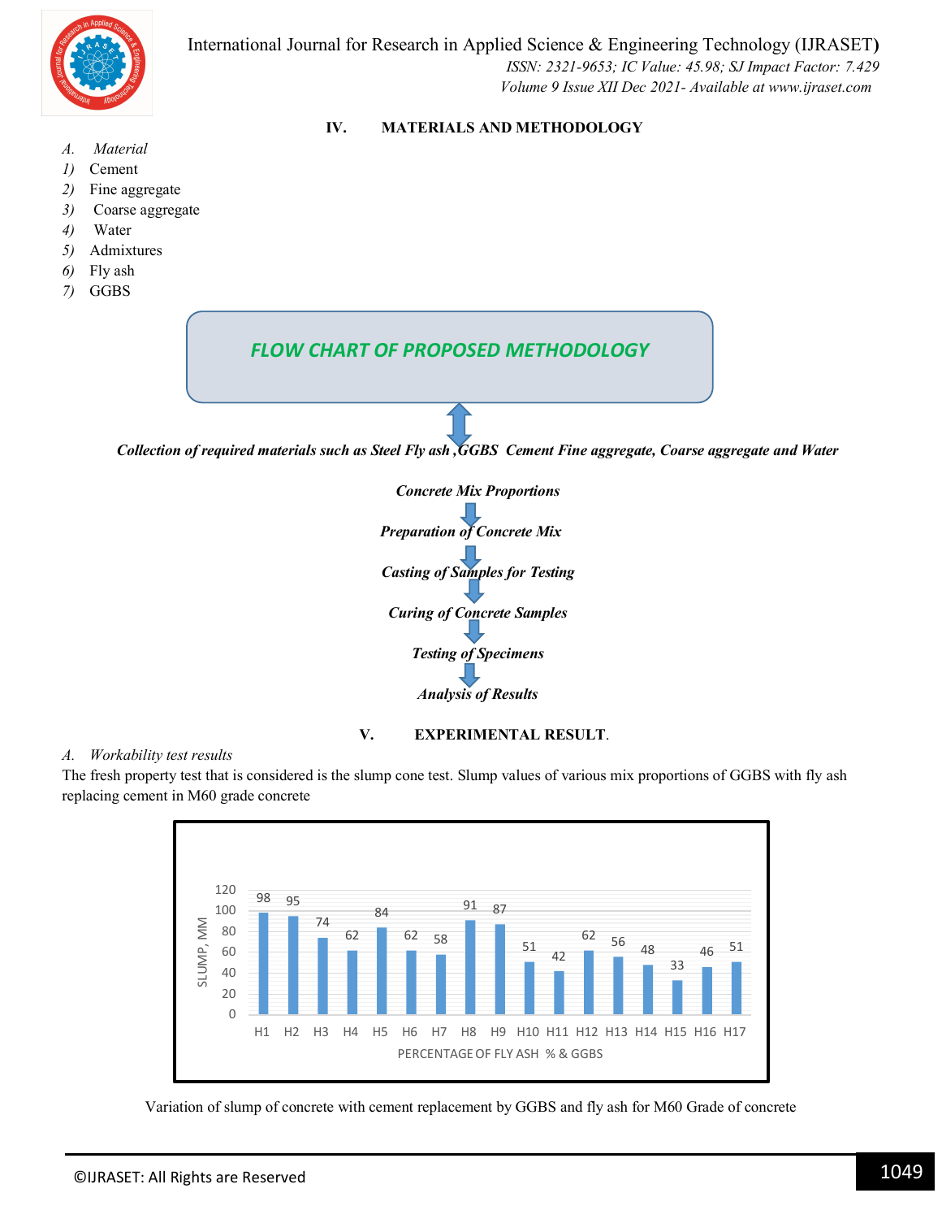## IV. MATERIALS AND METHODOLOGY

*A. Material*

1) Cement
2) Fine aggregate
3) Coarse aggregate
4) Water
5) Admixtures
6) Fly ash
7) GGBS

**FLOW CHART OF PROPOSED METHODOLOGY**

***Collection of required materials such as Steel Fly ash ,GGBS Cement Fine aggregate, Coarse aggregate and Water***

***Concrete Mix Proportions***

***Preparation of Concrete Mix***

***Casting of Samples for Testing***

***Curing of Concrete Samples***

***Testing of Specimens***

***Analysis of Results***

## V. EXPERIMENTAL RESULT.

*A. Workability test results*

The fresh property test that is considered is the slump cone test. Slump values of various mix proportions of GGBS with fly ash replacing cement in M60 grade concrete

| PERCENTAGE OF FLY ASH % & GGBS | SLUMP, MM |
|---|---|
| H1 | 98 |
| H2 | 95 |
| H3 | 74 |
| H4 | 62 |
| H5 | 84 |
| H6 | 62 |
| H7 | 58 |
| H8 | 91 |
| H9 | 87 |
| H10 | 51 |
| H11 | 42 |
| H12 | 62 |
| H13 | 56 |
| H14 | 48 |
| H15 | 33 |
| H16 | 46 |
| H17 | 51 |

Variation of slump of concrete with cement replacement by GGBS and fly ash for M60 Grade of concrete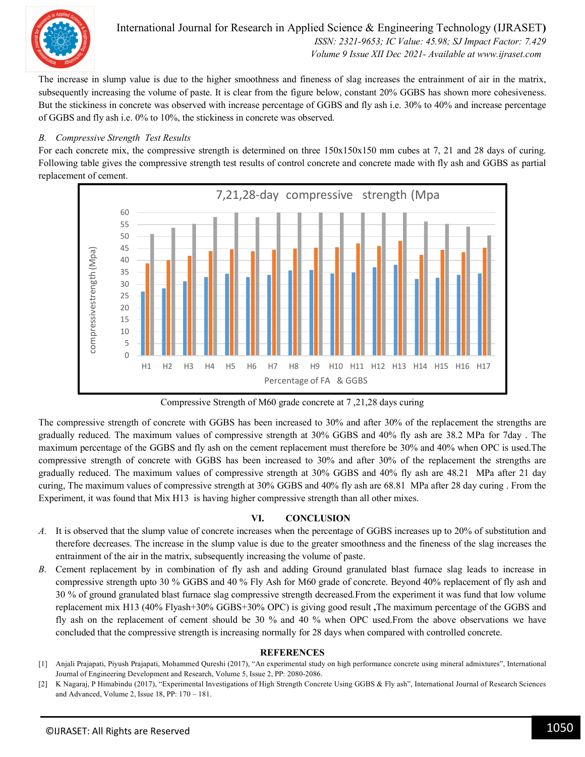The increase in slump value is due to the higher smoothness and fineness of slag increases the entrainment of air in the matrix, subsequently increasing the volume of paste. It is clear from the figure below, constant 20% GGBS has shown more cohesiveness. But the stickiness in concrete was observed with increase percentage of GGBS and fly ash i.e. 30% to 40% and increase percentage of GGBS and fly ash i.e. 0% to 10%, the stickiness in concrete was observed.

### *B. Compressive Strength Test Results*

For each concrete mix, the compressive strength is determined on three 150x150x150 mm cubes at 7, 21 and 28 days of curing. Following table gives the compressive strength test results of control concrete and concrete made with fly ash and GGBS as partial replacement of cement.

Compressive Strength of M60 grade concrete at 7 ,21,28 days curing

The compressive strength of concrete with GGBS has been increased to 30% and after 30% of the replacement the strengths are gradually reduced. The maximum values of compressive strength at 30% GGBS and 40% fly ash are 38.2 MPa for 7day . The maximum percentage of the GGBS and fly ash on the cement replacement must therefore be 30% and 40% when OPC is used.The compressive strength of concrete with GGBS has been increased to 30% and after 30% of the replacement the strengths are gradually reduced. The maximum values of compressive strength at 30% GGBS and 40% fly ash are 48.21 MPa after 21 day curing, The maximum values of compressive strength at 30% GGBS and 40% fly ash are 68.81 MPa after 28 day curing . From the Experiment, it was found that Mix H13 is having higher compressive strength than all other mixes.

## VI. CONCLUSION

*A.* It is observed that the slump value of concrete increases when the percentage of GGBS increases up to 20% of substitution and therefore decreases. The increase in the slump value is due to the greater smoothness and the fineness of the slag increases the entrainment of the air in the matrix, subsequently increasing the volume of paste.

*B.* Cement replacement by in combination of fly ash and adding Ground granulated blast furnace slag leads to increase in compressive strength upto 30 % GGBS and 40 % Fly Ash for M60 grade of concrete. Beyond 40% replacement of fly ash and 30 % of ground granulated blast furnace slag compressive strength decreased.From the experiment it was fund that low volume replacement mix H13 (40% Flyash+30% GGBS+30% OPC) is giving good result **,**The maximum percentage of the GGBS and fly ash on the replacement of cement should be 30 % and 40 % when OPC used.From the above observations we have concluded that the compressive strength is increasing normally for 28 days when compared with controlled concrete.

## REFERENCES

[1] Anjali Prajapati, Piyush Prajapati, Mohammed Qureshi (2017), "An experimental study on high performance concrete using mineral admixtures", International Journal of Engineering Development and Research, Volume 5, Issue 2, PP: 2080-2086.

[2] K Nagaraj, P Himabindu (2017), "Experimental Investigations of High Strength Concrete Using GGBS & Fly ash", International Journal of Research Sciences and Advanced, Volume 2, Issue 18, PP: 170 – 181.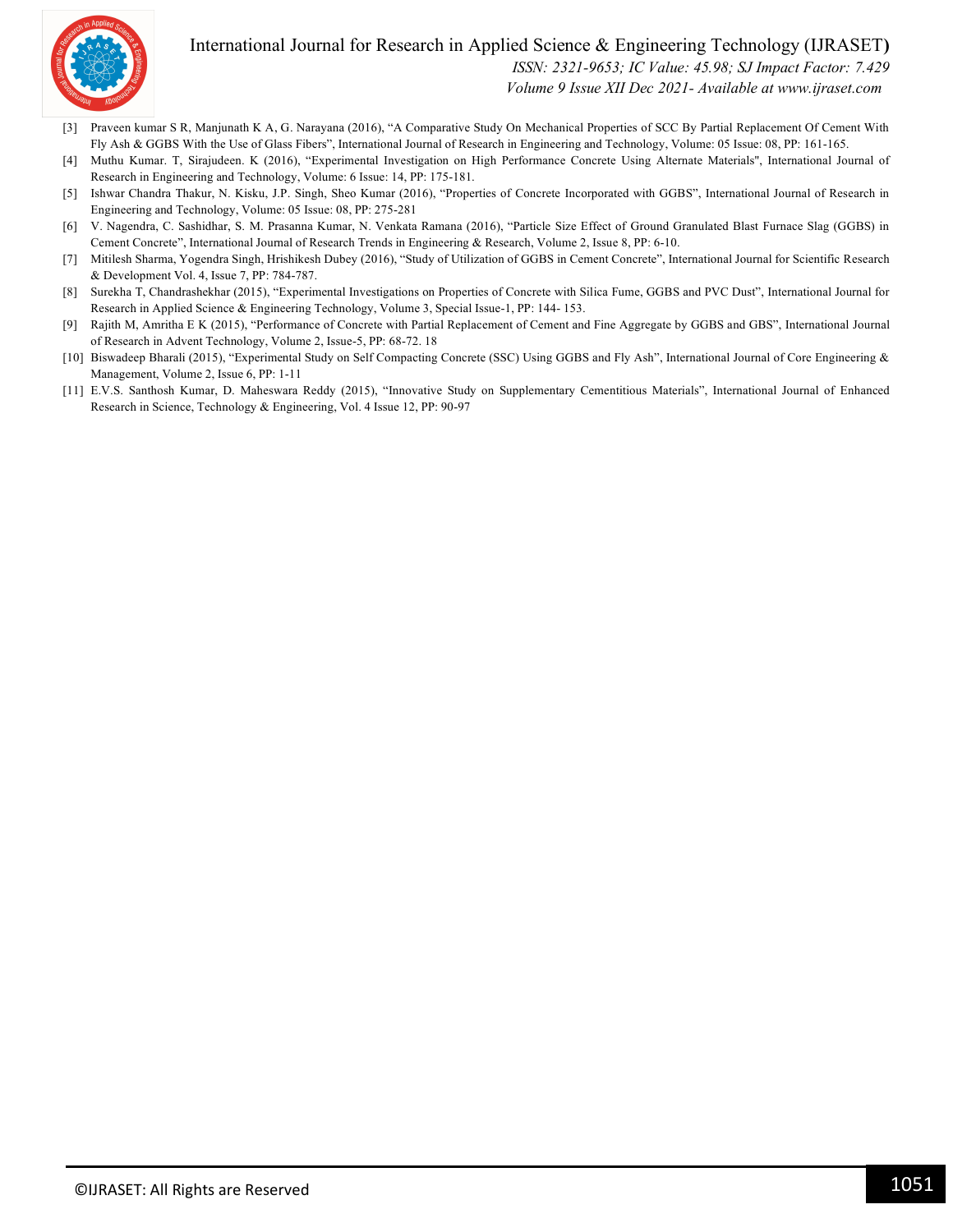[3] Praveen kumar S R, Manjunath K A, G. Narayana (2016), "A Comparative Study On Mechanical Properties of SCC By Partial Replacement Of Cement With Fly Ash & GGBS With the Use of Glass Fibers", International Journal of Research in Engineering and Technology, Volume: 05 Issue: 08, PP: 161-165.

[4] Muthu Kumar. T, Sirajudeen. K (2016), "Experimental Investigation on High Performance Concrete Using Alternate Materials", International Journal of Research in Engineering and Technology, Volume: 6 Issue: 14, PP: 175-181.

[5] Ishwar Chandra Thakur, N. Kisku, J.P. Singh, Sheo Kumar (2016), "Properties of Concrete Incorporated with GGBS", International Journal of Research in Engineering and Technology, Volume: 05 Issue: 08, PP: 275-281

[6] V. Nagendra, C. Sashidhar, S. M. Prasanna Kumar, N. Venkata Ramana (2016), "Particle Size Effect of Ground Granulated Blast Furnace Slag (GGBS) in Cement Concrete", International Journal of Research Trends in Engineering & Research, Volume 2, Issue 8, PP: 6-10.

[7] Mitilesh Sharma, Yogendra Singh, Hrishikesh Dubey (2016), "Study of Utilization of GGBS in Cement Concrete", International Journal for Scientific Research & Development Vol. 4, Issue 7, PP: 784-787.

[8] Surekha T, Chandrashekhar (2015), "Experimental Investigations on Properties of Concrete with Silica Fume, GGBS and PVC Dust", International Journal for Research in Applied Science & Engineering Technology, Volume 3, Special Issue-1, PP: 144- 153.

[9] Rajith M, Amritha E K (2015), "Performance of Concrete with Partial Replacement of Cement and Fine Aggregate by GGBS and GBS", International Journal of Research in Advent Technology, Volume 2, Issue-5, PP: 68-72. 18

[10] Biswadeep Bharali (2015), "Experimental Study on Self Compacting Concrete (SSC) Using GGBS and Fly Ash", International Journal of Core Engineering & Management, Volume 2, Issue 6, PP: 1-11

[11] E.V.S. Santhosh Kumar, D. Maheswara Reddy (2015), "Innovative Study on Supplementary Cementitious Materials", International Journal of Enhanced Research in Science, Technology & Engineering, Vol. 4 Issue 12, PP: 90-97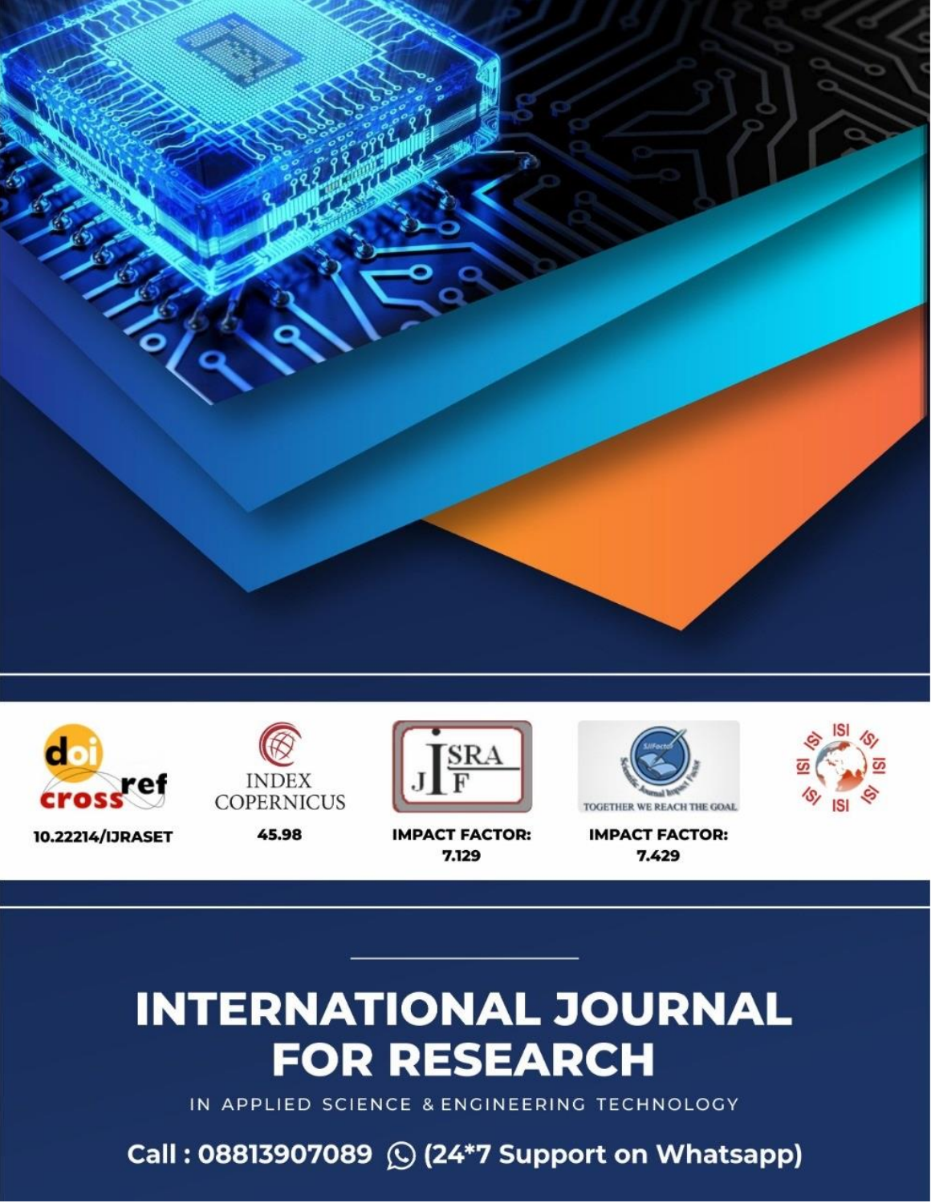doi crossref

10.22214/IJRASET

INDEX COPERNICUS

45.98

ISRA JIF

IMPACT FACTOR: 7.129

SJIFactor Scientific Journal Impact Factor

TOGETHER WE REACH THE GOAL

IMPACT FACTOR: 7.429

ISI

# INTERNATIONAL JOURNAL FOR RESEARCH

IN APPLIED SCIENCE & ENGINEERING TECHNOLOGY

Call : 08813907089 (24*7 Support on Whatsapp)